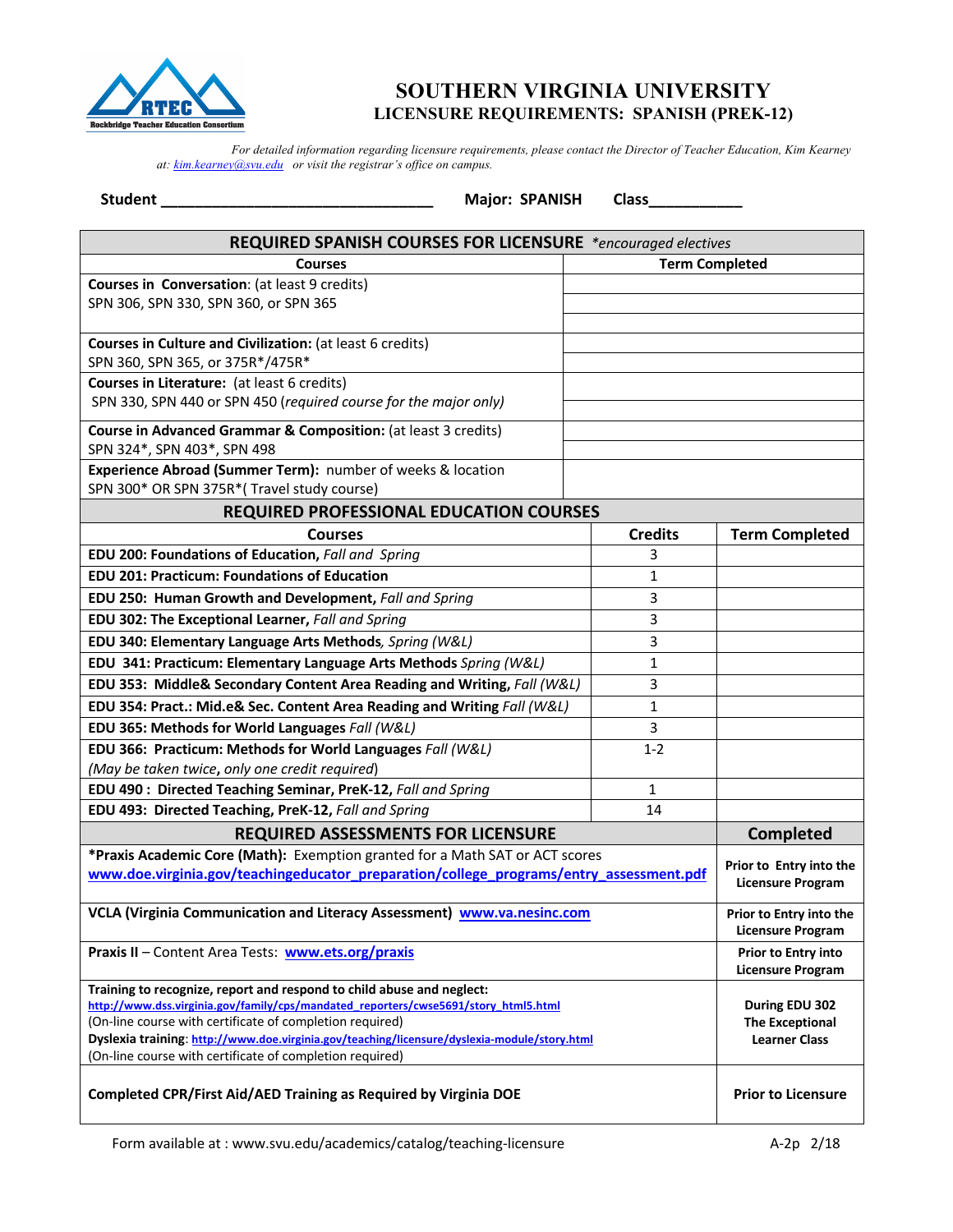# SOUTHERN VIRGINIA UNIVERSITY

## LICENSURE REQUIREMENTS: SPANISH (PREK-12)

*For detailed information regarding licensure requirements, please contact the Director of Teacher Education, Kim Kearney at: kim.kearney@svu.edu or visit the registrar's office on campus.*

**Student** ________________________________ **Major: SPANISH** **Class**__________

| REQUIRED SPANISH COURSES FOR LICENSURE *\*encouraged electives* | |
|---|---|
| **Courses** | **Term Completed** |
| **Courses in Conversation**: (at least 9 credits)<br>SPN 306, SPN 330, SPN 360, or SPN 365 | |
| **Courses in Culture and Civilization:** (at least 6 credits)<br>SPN 360, SPN 365, or 375R*/475R* | |
| **Courses in Literature:** (at least 6 credits)<br>SPN 330, SPN 440 or SPN 450 (*required course for the major only*) | |
| **Course in Advanced Grammar & Composition:** (at least 3 credits)<br>SPN 324*, SPN 403*, SPN 498 | |
| **Experience Abroad (Summer Term):** number of weeks & location<br>SPN 300* OR SPN 375R*( Travel study course) | |

| REQUIRED PROFESSIONAL EDUCATION COURSES | | |
|---|---|---|
| **Courses** | **Credits** | **Term Completed** |
| **EDU 200: Foundations of Education,** *Fall and Spring* | 3 | |
| **EDU 201: Practicum: Foundations of Education** | 1 | |
| **EDU 250: Human Growth and Development,** *Fall and Spring* | 3 | |
| **EDU 302: The Exceptional Learner,** *Fall and Spring* | 3 | |
| **EDU 340: Elementary Language Arts Methods***, Spring (W&L)* | 3 | |
| **EDU 341: Practicum: Elementary Language Arts Methods** *Spring (W&L)* | 1 | |
| **EDU 353: Middle& Secondary Content Area Reading and Writing,** *Fall (W&L)* | 3 | |
| **EDU 354: Pract.: Mid.e& Sec. Content Area Reading and Writing** *Fall (W&L)* | 1 | |
| **EDU 365: Methods for World Languages** *Fall (W&L)* | 3 | |
| **EDU 366: Practicum: Methods for World Languages** *Fall (W&L)*<br>*(May be taken twice*, *only one credit required*) | 1-2 | |
| **EDU 490 : Directed Teaching Seminar, PreK-12,** *Fall and Spring* | 1 | |
| **EDU 493: Directed Teaching, PreK-12,** *Fall and Spring* | 14 | |

| REQUIRED ASSESSMENTS FOR LICENSURE | Completed |
|---|---|
| **\*Praxis Academic Core (Math):** Exemption granted for a Math SAT or ACT scores<br>www.doe.virginia.gov/teachingeducator_preparation/college_programs/entry_assessment.pdf | **Prior to Entry into the Licensure Program** |
| **VCLA (Virginia Communication and Literacy Assessment)** www.va.nesinc.com | **Prior to Entry into the Licensure Program** |
| **Praxis II** – Content Area Tests: www.ets.org/praxis | **Prior to Entry into Licensure Program** |
| **Training to recognize, report and respond to child abuse and neglect:**<br>http://www.dss.virginia.gov/family/cps/mandated_reporters/cwse5691/story_html5.html<br>(On-line course with certificate of completion required)<br>**Dyslexia training**: http://www.doe.virginia.gov/teaching/licensure/dyslexia-module/story.html<br>(On-line course with certificate of completion required) | **During EDU 302 The Exceptional Learner Class** |
| **Completed CPR/First Aid/AED Training as Required by Virginia DOE** | **Prior to Licensure** |

Form available at : www.svu.edu/academics/catalog/teaching-licensure A-2p 2/18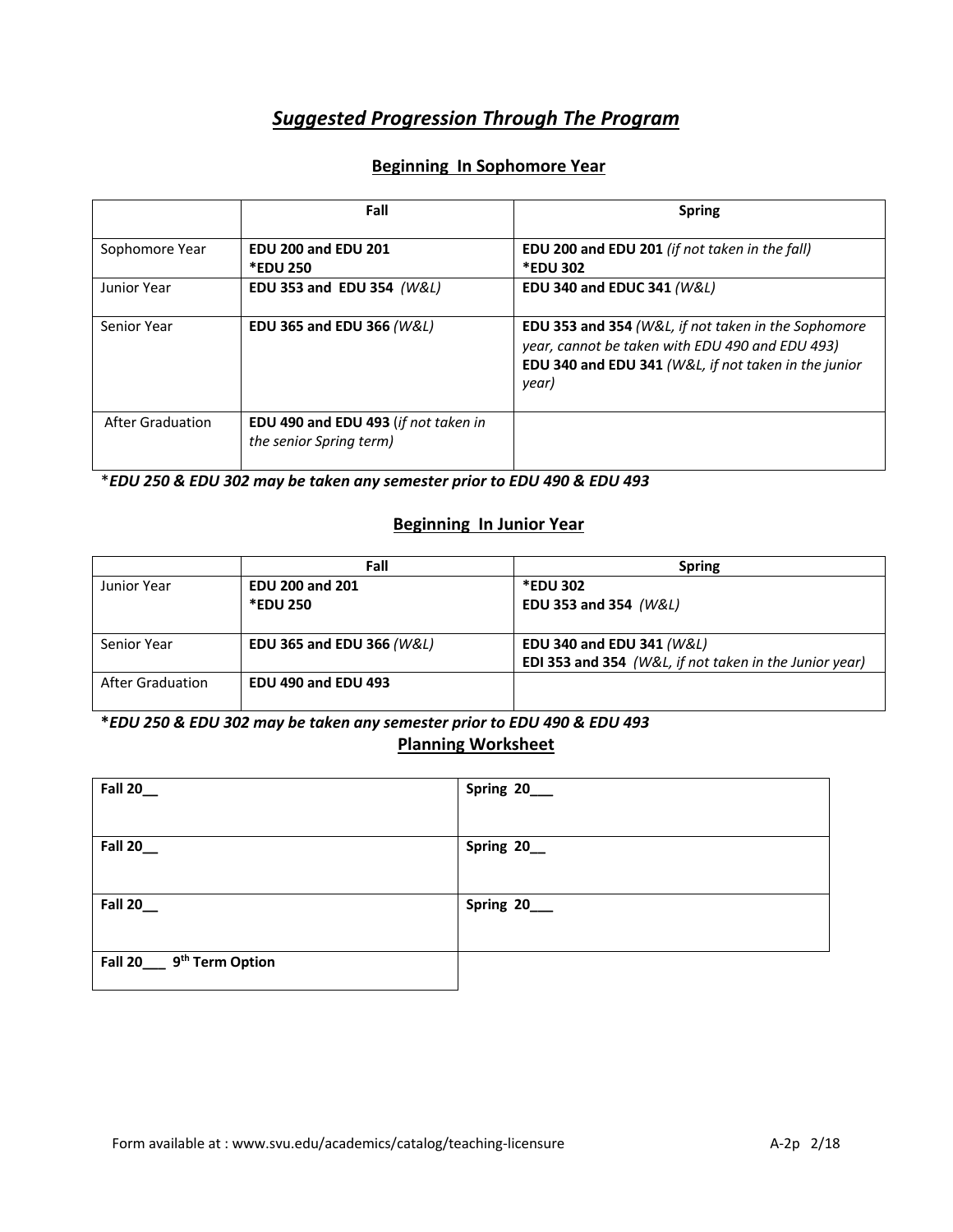# ***Suggested Progression Through The Program***

## Beginning In Sophomore Year

| | Fall | Spring |
|---|---|---|
| Sophomore Year | **EDU 200 and EDU 201**<br>***EDU 250** | **EDU 200 and EDU 201** *(if not taken in the fall)*<br>***EDU 302** |
| Junior Year | **EDU 353 and EDU 354** *(W&L)* | **EDU 340 and EDUC 341** *(W&L)* |
| Senior Year | **EDU 365 and EDU 366** *(W&L)* | **EDU 353 and 354** *(W&L, if not taken in the Sophomore year, cannot be taken with EDU 490 and EDU 493)*<br>**EDU 340 and EDU 341** *(W&L, if not taken in the junior year)* |
| After Graduation | **EDU 490 and EDU 493** (*if not taken in the senior Spring term)* | |

****EDU 250 & EDU 302 may be taken any semester prior to EDU 490 & EDU 493***

## Beginning In Junior Year

| | Fall | Spring |
|---|---|---|
| Junior Year | **EDU 200 and 201**<br>***EDU 250** | ***EDU 302**<br>**EDU 353 and 354** *(W&L)* |
| Senior Year | **EDU 365 and EDU 366** *(W&L)* | **EDU 340 and EDU 341** *(W&L)*<br>**EDI 353 and 354** *(W&L, if not taken in the Junior year)* |
| After Graduation | **EDU 490 and EDU 493** | |

****EDU 250 & EDU 302 may be taken any semester prior to EDU 490 & EDU 493***

## Planning Worksheet

| | |
|---|---|
| **Fall 20__** | **Spring 20___** |
| **Fall 20__** | **Spring 20__** |
| **Fall 20__** | **Spring 20___** |
| **Fall 20___ 9th Term Option** | |

Form available at : www.svu.edu/academics/catalog/teaching-licensure A-2p 2/18